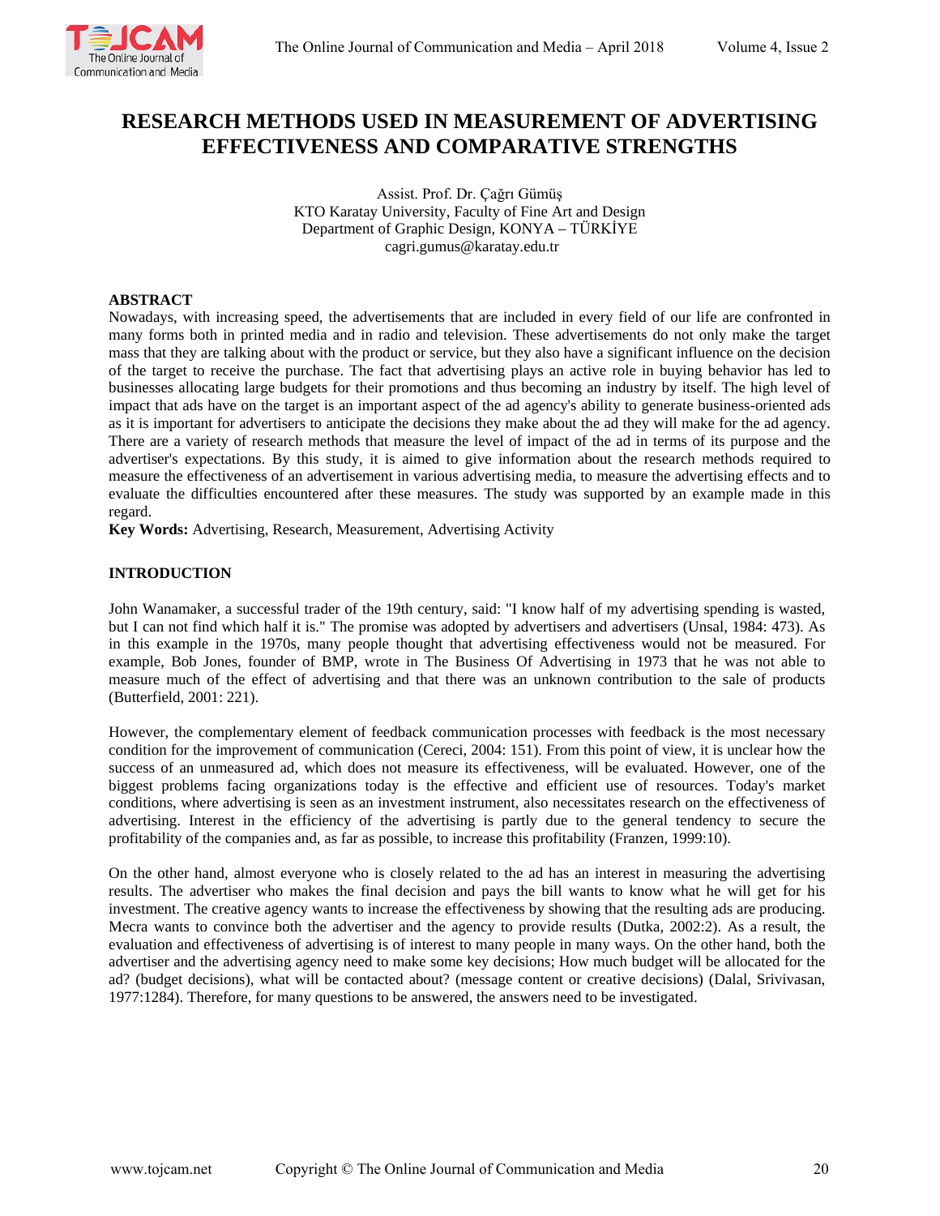# RESEARCH METHODS USED IN MEASUREMENT OF ADVERTISING EFFECTIVENESS AND COMPARATIVE STRENGTHS

Assist. Prof. Dr. Çağrı Gümüş
KTO Karatay University, Faculty of Fine Art and Design
Department of Graphic Design, KONYA – TÜRKİYE
cagri.gumus@karatay.edu.tr

## ABSTRACT

Nowadays, with increasing speed, the advertisements that are included in every field of our life are confronted in many forms both in printed media and in radio and television. These advertisements do not only make the target mass that they are talking about with the product or service, but they also have a significant influence on the decision of the target to receive the purchase. The fact that advertising plays an active role in buying behavior has led to businesses allocating large budgets for their promotions and thus becoming an industry by itself. The high level of impact that ads have on the target is an important aspect of the ad agency's ability to generate business-oriented ads as it is important for advertisers to anticipate the decisions they make about the ad they will make for the ad agency. There are a variety of research methods that measure the level of impact of the ad in terms of its purpose and the advertiser's expectations. By this study, it is aimed to give information about the research methods required to measure the effectiveness of an advertisement in various advertising media, to measure the advertising effects and to evaluate the difficulties encountered after these measures. The study was supported by an example made in this regard.

**Key Words:** Advertising, Research, Measurement, Advertising Activity

## INTRODUCTION

John Wanamaker, a successful trader of the 19th century, said: "I know half of my advertising spending is wasted, but I can not find which half it is." The promise was adopted by advertisers and advertisers (Unsal, 1984: 473). As in this example in the 1970s, many people thought that advertising effectiveness would not be measured. For example, Bob Jones, founder of BMP, wrote in The Business Of Advertising in 1973 that he was not able to measure much of the effect of advertising and that there was an unknown contribution to the sale of products (Butterfield, 2001: 221).

However, the complementary element of feedback communication processes with feedback is the most necessary condition for the improvement of communication (Cereci, 2004: 151). From this point of view, it is unclear how the success of an unmeasured ad, which does not measure its effectiveness, will be evaluated. However, one of the biggest problems facing organizations today is the effective and efficient use of resources. Today's market conditions, where advertising is seen as an investment instrument, also necessitates research on the effectiveness of advertising. Interest in the efficiency of the advertising is partly due to the general tendency to secure the profitability of the companies and, as far as possible, to increase this profitability (Franzen, 1999:10).

On the other hand, almost everyone who is closely related to the ad has an interest in measuring the advertising results. The advertiser who makes the final decision and pays the bill wants to know what he will get for his investment. The creative agency wants to increase the effectiveness by showing that the resulting ads are producing. Mecra wants to convince both the advertiser and the agency to provide results (Dutka, 2002:2). As a result, the evaluation and effectiveness of advertising is of interest to many people in many ways. On the other hand, both the advertiser and the advertising agency need to make some key decisions; How much budget will be allocated for the ad? (budget decisions), what will be contacted about? (message content or creative decisions) (Dalal, Srivivasan, 1977:1284). Therefore, for many questions to be answered, the answers need to be investigated.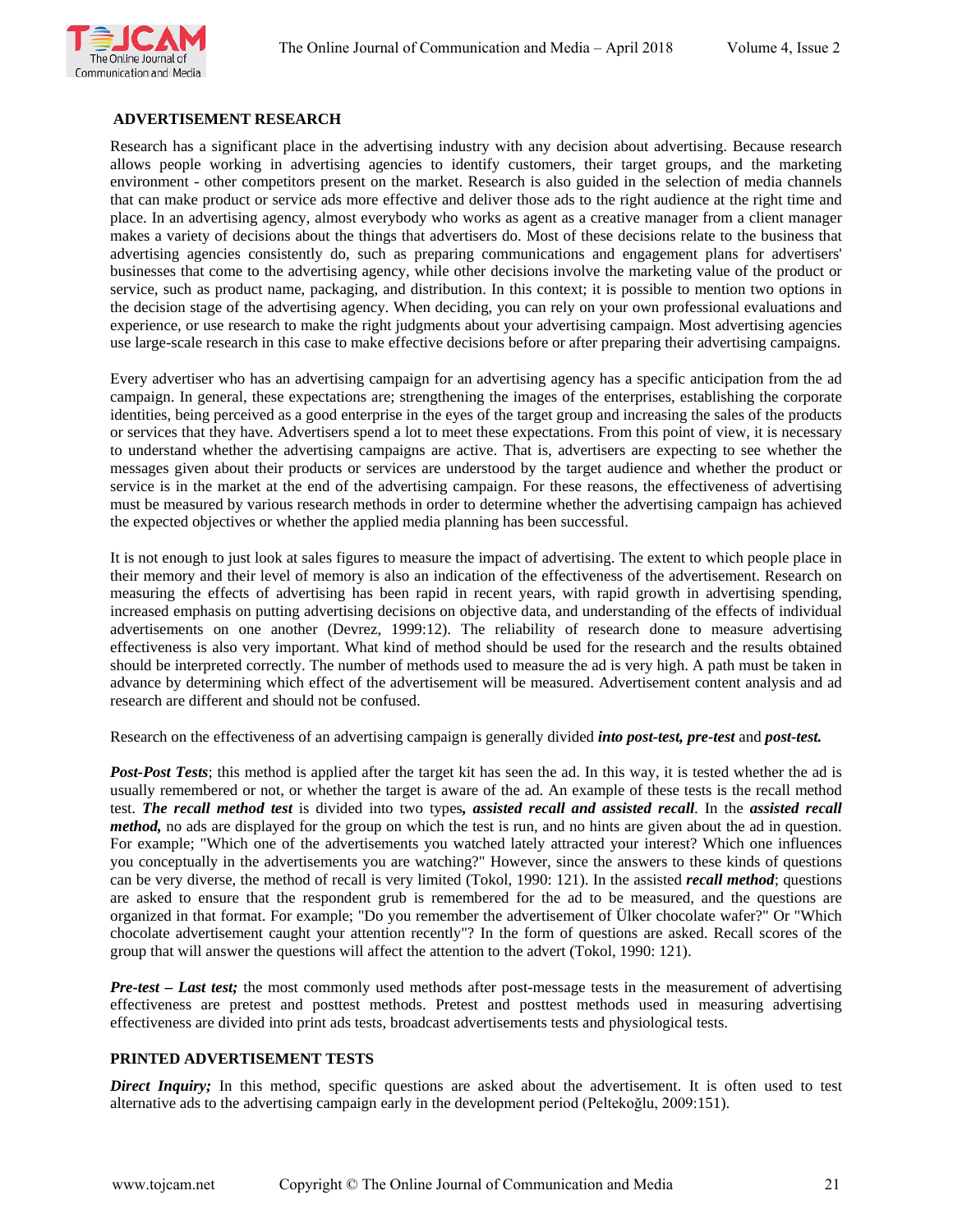## ADVERTISEMENT RESEARCH

Research has a significant place in the advertising industry with any decision about advertising. Because research allows people working in advertising agencies to identify customers, their target groups, and the marketing environment - other competitors present on the market. Research is also guided in the selection of media channels that can make product or service ads more effective and deliver those ads to the right audience at the right time and place. In an advertising agency, almost everybody who works as agent as a creative manager from a client manager makes a variety of decisions about the things that advertisers do. Most of these decisions relate to the business that advertising agencies consistently do, such as preparing communications and engagement plans for advertisers' businesses that come to the advertising agency, while other decisions involve the marketing value of the product or service, such as product name, packaging, and distribution. In this context; it is possible to mention two options in the decision stage of the advertising agency. When deciding, you can rely on your own professional evaluations and experience, or use research to make the right judgments about your advertising campaign. Most advertising agencies use large-scale research in this case to make effective decisions before or after preparing their advertising campaigns.

Every advertiser who has an advertising campaign for an advertising agency has a specific anticipation from the ad campaign. In general, these expectations are; strengthening the images of the enterprises, establishing the corporate identities, being perceived as a good enterprise in the eyes of the target group and increasing the sales of the products or services that they have. Advertisers spend a lot to meet these expectations. From this point of view, it is necessary to understand whether the advertising campaigns are active. That is, advertisers are expecting to see whether the messages given about their products or services are understood by the target audience and whether the product or service is in the market at the end of the advertising campaign. For these reasons, the effectiveness of advertising must be measured by various research methods in order to determine whether the advertising campaign has achieved the expected objectives or whether the applied media planning has been successful.

It is not enough to just look at sales figures to measure the impact of advertising. The extent to which people place in their memory and their level of memory is also an indication of the effectiveness of the advertisement. Research on measuring the effects of advertising has been rapid in recent years, with rapid growth in advertising spending, increased emphasis on putting advertising decisions on objective data, and understanding of the effects of individual advertisements on one another (Devrez, 1999:12). The reliability of research done to measure advertising effectiveness is also very important. What kind of method should be used for the research and the results obtained should be interpreted correctly. The number of methods used to measure the ad is very high. A path must be taken in advance by determining which effect of the advertisement will be measured. Advertisement content analysis and ad research are different and should not be confused.

Research on the effectiveness of an advertising campaign is generally divided ***into post-test, pre-test*** and ***post-test.***

***Post-Post Tests***; this method is applied after the target kit has seen the ad. In this way, it is tested whether the ad is usually remembered or not, or whether the target is aware of the ad. An example of these tests is the recall method test. ***The recall method test*** is divided into two types***, assisted recall and assisted recall***. In the ***assisted recall method,*** no ads are displayed for the group on which the test is run, and no hints are given about the ad in question. For example; "Which one of the advertisements you watched lately attracted your interest? Which one influences you conceptually in the advertisements you are watching?" However, since the answers to these kinds of questions can be very diverse, the method of recall is very limited (Tokol, 1990: 121). In the assisted ***recall method***; questions are asked to ensure that the respondent grub is remembered for the ad to be measured, and the questions are organized in that format. For example; "Do you remember the advertisement of Ülker chocolate wafer?" Or "Which chocolate advertisement caught your attention recently"? In the form of questions are asked. Recall scores of the group that will answer the questions will affect the attention to the advert (Tokol, 1990: 121).

***Pre-test – Last test;*** the most commonly used methods after post-message tests in the measurement of advertising effectiveness are pretest and posttest methods. Pretest and posttest methods used in measuring advertising effectiveness are divided into print ads tests, broadcast advertisements tests and physiological tests.

## PRINTED ADVERTISEMENT TESTS

***Direct Inquiry;*** In this method, specific questions are asked about the advertisement. It is often used to test alternative ads to the advertising campaign early in the development period (Peltekoğlu, 2009:151).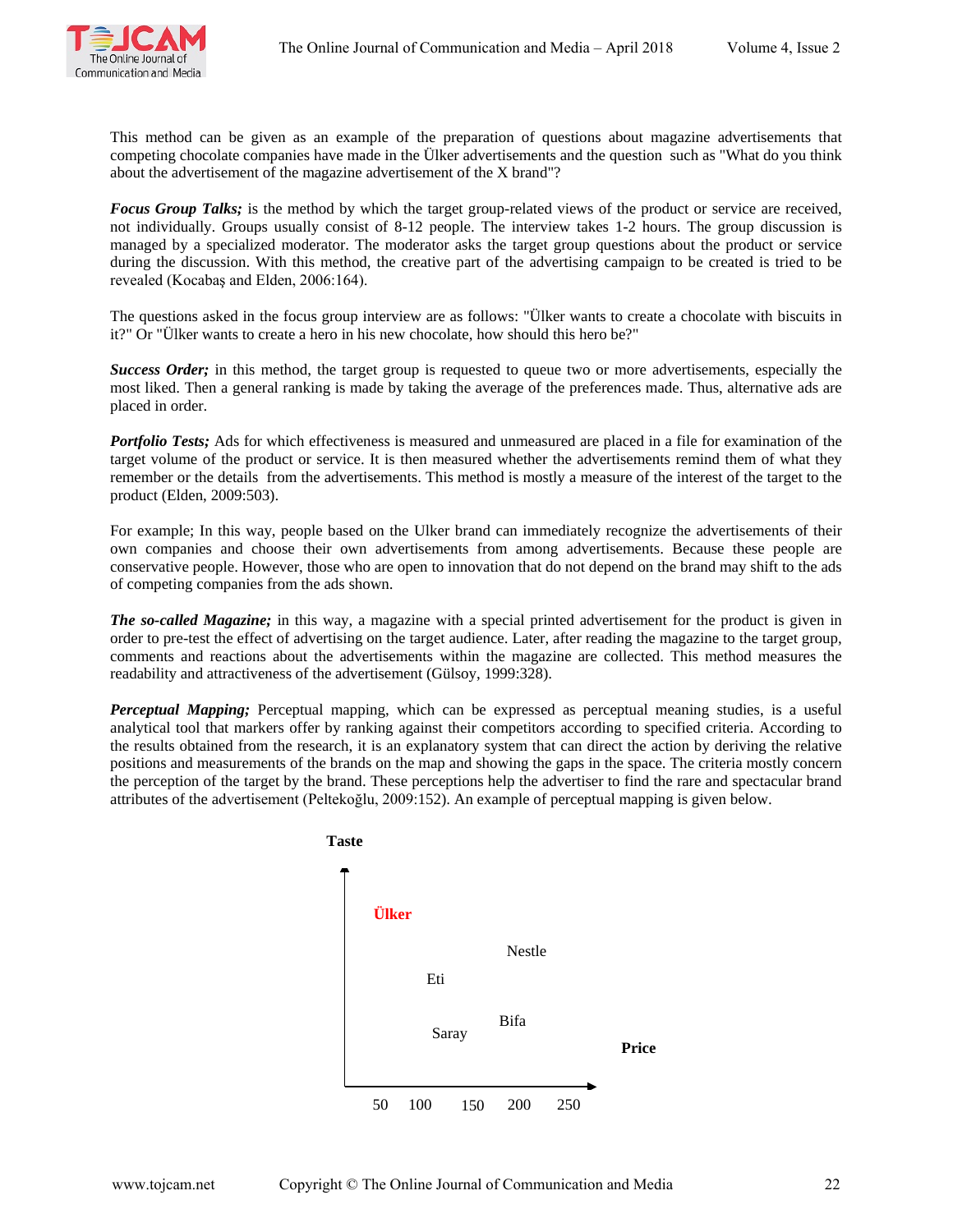This method can be given as an example of the preparation of questions about magazine advertisements that competing chocolate companies have made in the Ülker advertisements and the question such as "What do you think about the advertisement of the magazine advertisement of the X brand"?

***Focus Group Talks;*** is the method by which the target group-related views of the product or service are received, not individually. Groups usually consist of 8-12 people. The interview takes 1-2 hours. The group discussion is managed by a specialized moderator. The moderator asks the target group questions about the product or service during the discussion. With this method, the creative part of the advertising campaign to be created is tried to be revealed (Kocabaş and Elden, 2006:164).

The questions asked in the focus group interview are as follows: "Ülker wants to create a chocolate with biscuits in it?" Or "Ülker wants to create a hero in his new chocolate, how should this hero be?"

***Success Order;*** in this method, the target group is requested to queue two or more advertisements, especially the most liked. Then a general ranking is made by taking the average of the preferences made. Thus, alternative ads are placed in order.

***Portfolio Tests;*** Ads for which effectiveness is measured and unmeasured are placed in a file for examination of the target volume of the product or service. It is then measured whether the advertisements remind them of what they remember or the details from the advertisements. This method is mostly a measure of the interest of the target to the product (Elden, 2009:503).

For example; In this way, people based on the Ulker brand can immediately recognize the advertisements of their own companies and choose their own advertisements from among advertisements. Because these people are conservative people. However, those who are open to innovation that do not depend on the brand may shift to the ads of competing companies from the ads shown.

***The so-called Magazine;*** in this way, a magazine with a special printed advertisement for the product is given in order to pre-test the effect of advertising on the target audience. Later, after reading the magazine to the target group, comments and reactions about the advertisements within the magazine are collected. This method measures the readability and attractiveness of the advertisement (Gülsoy, 1999:328).

***Perceptual Mapping;*** Perceptual mapping, which can be expressed as perceptual meaning studies, is a useful analytical tool that markers offer by ranking against their competitors according to specified criteria. According to the results obtained from the research, it is an explanatory system that can direct the action by deriving the relative positions and measurements of the brands on the map and showing the gaps in the space. The criteria mostly concern the perception of the target by the brand. These perceptions help the advertiser to find the rare and spectacular brand attributes of the advertisement (Peltekoğlu, 2009:152). An example of perceptual mapping is given below.

**Taste**

**Ülker**

Nestle

Eti

Bifa

Saray

**Price**

50 100 150 200 250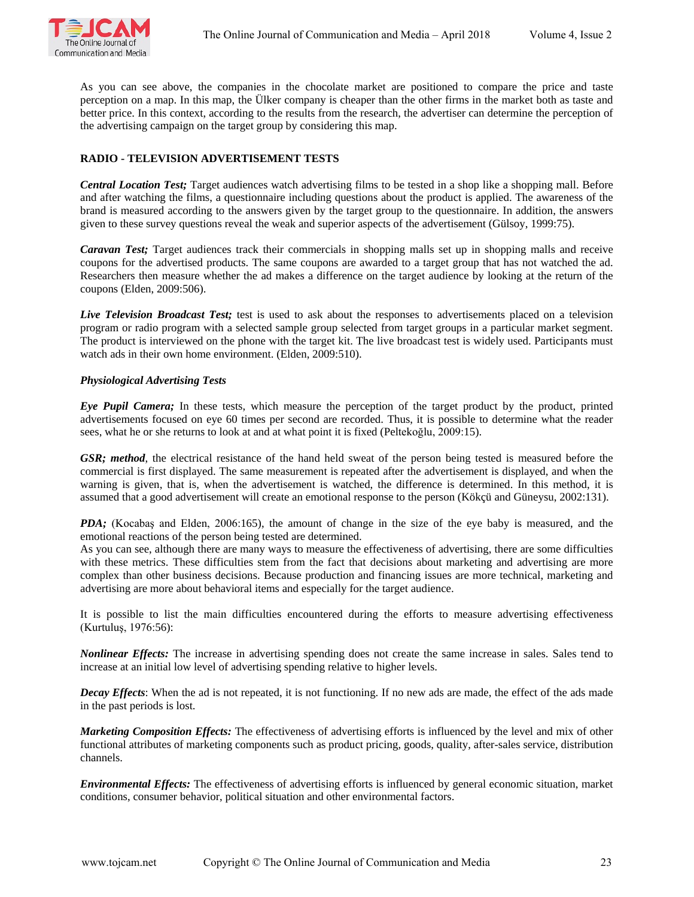As you can see above, the companies in the chocolate market are positioned to compare the price and taste perception on a map. In this map, the Ülker company is cheaper than the other firms in the market both as taste and better price. In this context, according to the results from the research, the advertiser can determine the perception of the advertising campaign on the target group by considering this map.

## RADIO - TELEVISION ADVERTISEMENT TESTS

***Central Location Test;*** Target audiences watch advertising films to be tested in a shop like a shopping mall. Before and after watching the films, a questionnaire including questions about the product is applied. The awareness of the brand is measured according to the answers given by the target group to the questionnaire. In addition, the answers given to these survey questions reveal the weak and superior aspects of the advertisement (Gülsoy, 1999:75).

***Caravan Test;*** Target audiences track their commercials in shopping malls set up in shopping malls and receive coupons for the advertised products. The same coupons are awarded to a target group that has not watched the ad. Researchers then measure whether the ad makes a difference on the target audience by looking at the return of the coupons (Elden, 2009:506).

***Live Television Broadcast Test;*** test is used to ask about the responses to advertisements placed on a television program or radio program with a selected sample group selected from target groups in a particular market segment. The product is interviewed on the phone with the target kit. The live broadcast test is widely used. Participants must watch ads in their own home environment. (Elden, 2009:510).

***Physiological Advertising Tests***

***Eye Pupil Camera;*** In these tests, which measure the perception of the target product by the product, printed advertisements focused on eye 60 times per second are recorded. Thus, it is possible to determine what the reader sees, what he or she returns to look at and at what point it is fixed (Peltekoğlu, 2009:15).

***GSR; method***, the electrical resistance of the hand held sweat of the person being tested is measured before the commercial is first displayed. The same measurement is repeated after the advertisement is displayed, and when the warning is given, that is, when the advertisement is watched, the difference is determined. In this method, it is assumed that a good advertisement will create an emotional response to the person (Kökçü and Güneysu, 2002:131).

***PDA;*** (Kocabaş and Elden, 2006:165), the amount of change in the size of the eye baby is measured, and the emotional reactions of the person being tested are determined.
As you can see, although there are many ways to measure the effectiveness of advertising, there are some difficulties with these metrics. These difficulties stem from the fact that decisions about marketing and advertising are more complex than other business decisions. Because production and financing issues are more technical, marketing and advertising are more about behavioral items and especially for the target audience.

It is possible to list the main difficulties encountered during the efforts to measure advertising effectiveness (Kurtuluş, 1976:56):

***Nonlinear Effects:*** The increase in advertising spending does not create the same increase in sales. Sales tend to increase at an initial low level of advertising spending relative to higher levels.

***Decay Effects***: When the ad is not repeated, it is not functioning. If no new ads are made, the effect of the ads made in the past periods is lost.

***Marketing Composition Effects:*** The effectiveness of advertising efforts is influenced by the level and mix of other functional attributes of marketing components such as product pricing, goods, quality, after-sales service, distribution channels.

***Environmental Effects:*** The effectiveness of advertising efforts is influenced by general economic situation, market conditions, consumer behavior, political situation and other environmental factors.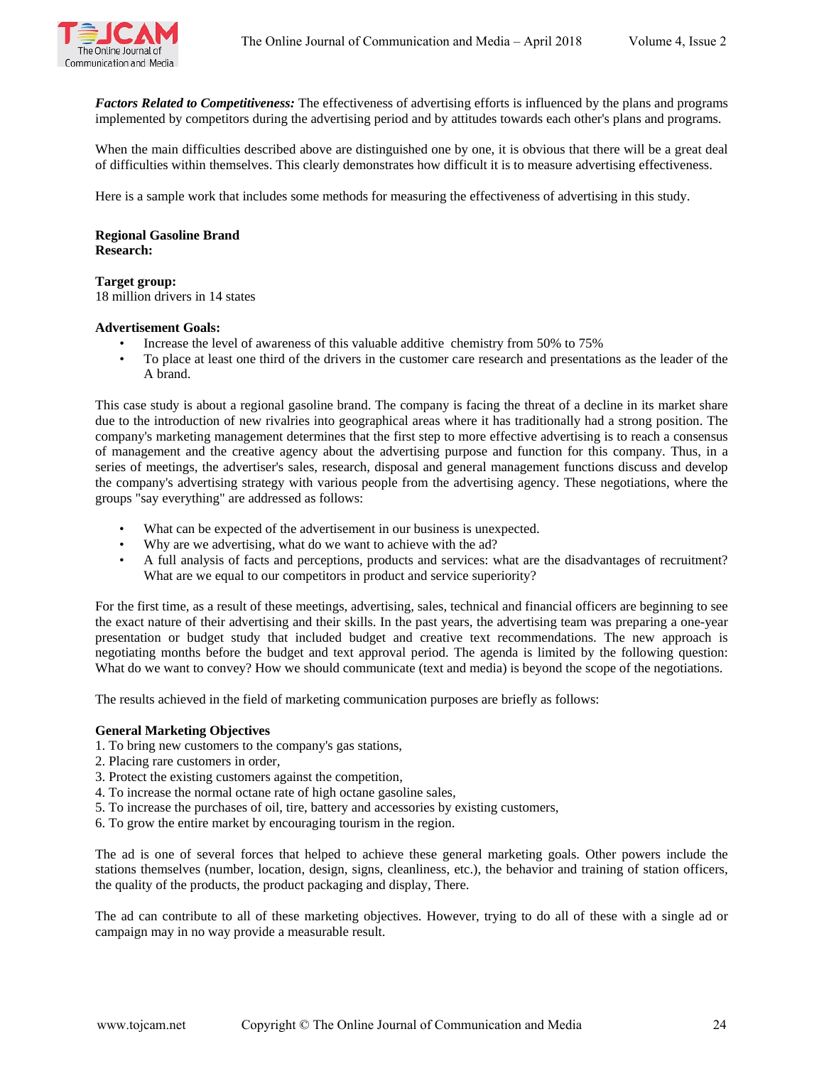***Factors Related to Competitiveness:*** The effectiveness of advertising efforts is influenced by the plans and programs implemented by competitors during the advertising period and by attitudes towards each other's plans and programs.

When the main difficulties described above are distinguished one by one, it is obvious that there will be a great deal of difficulties within themselves. This clearly demonstrates how difficult it is to measure advertising effectiveness.

Here is a sample work that includes some methods for measuring the effectiveness of advertising in this study.

**Regional Gasoline Brand**
**Research:**

**Target group:**
18 million drivers in 14 states

**Advertisement Goals:**

- Increase the level of awareness of this valuable additive chemistry from 50% to 75%
- To place at least one third of the drivers in the customer care research and presentations as the leader of the A brand.

This case study is about a regional gasoline brand. The company is facing the threat of a decline in its market share due to the introduction of new rivalries into geographical areas where it has traditionally had a strong position. The company's marketing management determines that the first step to more effective advertising is to reach a consensus of management and the creative agency about the advertising purpose and function for this company. Thus, in a series of meetings, the advertiser's sales, research, disposal and general management functions discuss and develop the company's advertising strategy with various people from the advertising agency. These negotiations, where the groups "say everything" are addressed as follows:

- What can be expected of the advertisement in our business is unexpected.
- Why are we advertising, what do we want to achieve with the ad?
- A full analysis of facts and perceptions, products and services: what are the disadvantages of recruitment? What are we equal to our competitors in product and service superiority?

For the first time, as a result of these meetings, advertising, sales, technical and financial officers are beginning to see the exact nature of their advertising and their skills. In the past years, the advertising team was preparing a one-year presentation or budget study that included budget and creative text recommendations. The new approach is negotiating months before the budget and text approval period. The agenda is limited by the following question: What do we want to convey? How we should communicate (text and media) is beyond the scope of the negotiations.

The results achieved in the field of marketing communication purposes are briefly as follows:

**General Marketing Objectives**

1. To bring new customers to the company's gas stations,
2. Placing rare customers in order,
3. Protect the existing customers against the competition,
4. To increase the normal octane rate of high octane gasoline sales,
5. To increase the purchases of oil, tire, battery and accessories by existing customers,
6. To grow the entire market by encouraging tourism in the region.

The ad is one of several forces that helped to achieve these general marketing goals. Other powers include the stations themselves (number, location, design, signs, cleanliness, etc.), the behavior and training of station officers, the quality of the products, the product packaging and display, There.

The ad can contribute to all of these marketing objectives. However, trying to do all of these with a single ad or campaign may in no way provide a measurable result.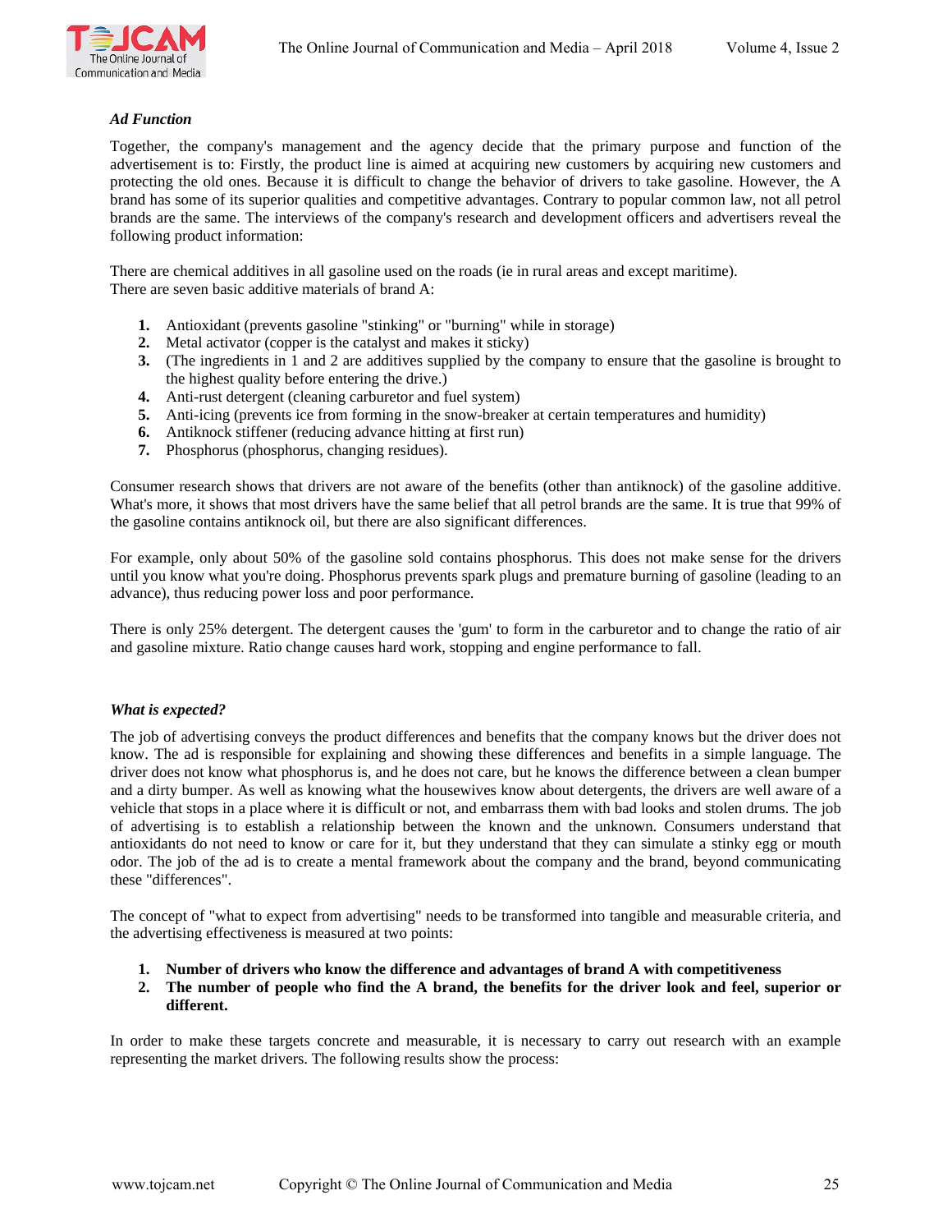***Ad Function***

Together, the company's management and the agency decide that the primary purpose and function of the advertisement is to: Firstly, the product line is aimed at acquiring new customers by acquiring new customers and protecting the old ones. Because it is difficult to change the behavior of drivers to take gasoline. However, the A brand has some of its superior qualities and competitive advantages. Contrary to popular common law, not all petrol brands are the same. The interviews of the company's research and development officers and advertisers reveal the following product information:

There are chemical additives in all gasoline used on the roads (ie in rural areas and except maritime).
There are seven basic additive materials of brand A:

1. Antioxidant (prevents gasoline "stinking" or "burning" while in storage)
2. Metal activator (copper is the catalyst and makes it sticky)
3. (The ingredients in 1 and 2 are additives supplied by the company to ensure that the gasoline is brought to the highest quality before entering the drive.)
4. Anti-rust detergent (cleaning carburetor and fuel system)
5. Anti-icing (prevents ice from forming in the snow-breaker at certain temperatures and humidity)
6. Antiknock stiffener (reducing advance hitting at first run)
7. Phosphorus (phosphorus, changing residues).

Consumer research shows that drivers are not aware of the benefits (other than antiknock) of the gasoline additive. What's more, it shows that most drivers have the same belief that all petrol brands are the same. It is true that 99% of the gasoline contains antiknock oil, but there are also significant differences.

For example, only about 50% of the gasoline sold contains phosphorus. This does not make sense for the drivers until you know what you're doing. Phosphorus prevents spark plugs and premature burning of gasoline (leading to an advance), thus reducing power loss and poor performance.

There is only 25% detergent. The detergent causes the 'gum' to form in the carburetor and to change the ratio of air and gasoline mixture. Ratio change causes hard work, stopping and engine performance to fall.

***What is expected?***

The job of advertising conveys the product differences and benefits that the company knows but the driver does not know. The ad is responsible for explaining and showing these differences and benefits in a simple language. The driver does not know what phosphorus is, and he does not care, but he knows the difference between a clean bumper and a dirty bumper. As well as knowing what the housewives know about detergents, the drivers are well aware of a vehicle that stops in a place where it is difficult or not, and embarrass them with bad looks and stolen drums. The job of advertising is to establish a relationship between the known and the unknown. Consumers understand that antioxidants do not need to know or care for it, but they understand that they can simulate a stinky egg or mouth odor. The job of the ad is to create a mental framework about the company and the brand, beyond communicating these "differences".

The concept of "what to expect from advertising" needs to be transformed into tangible and measurable criteria, and the advertising effectiveness is measured at two points:

1. **Number of drivers who know the difference and advantages of brand A with competitiveness**
2. **The number of people who find the A brand, the benefits for the driver look and feel, superior or different.**

In order to make these targets concrete and measurable, it is necessary to carry out research with an example representing the market drivers. The following results show the process: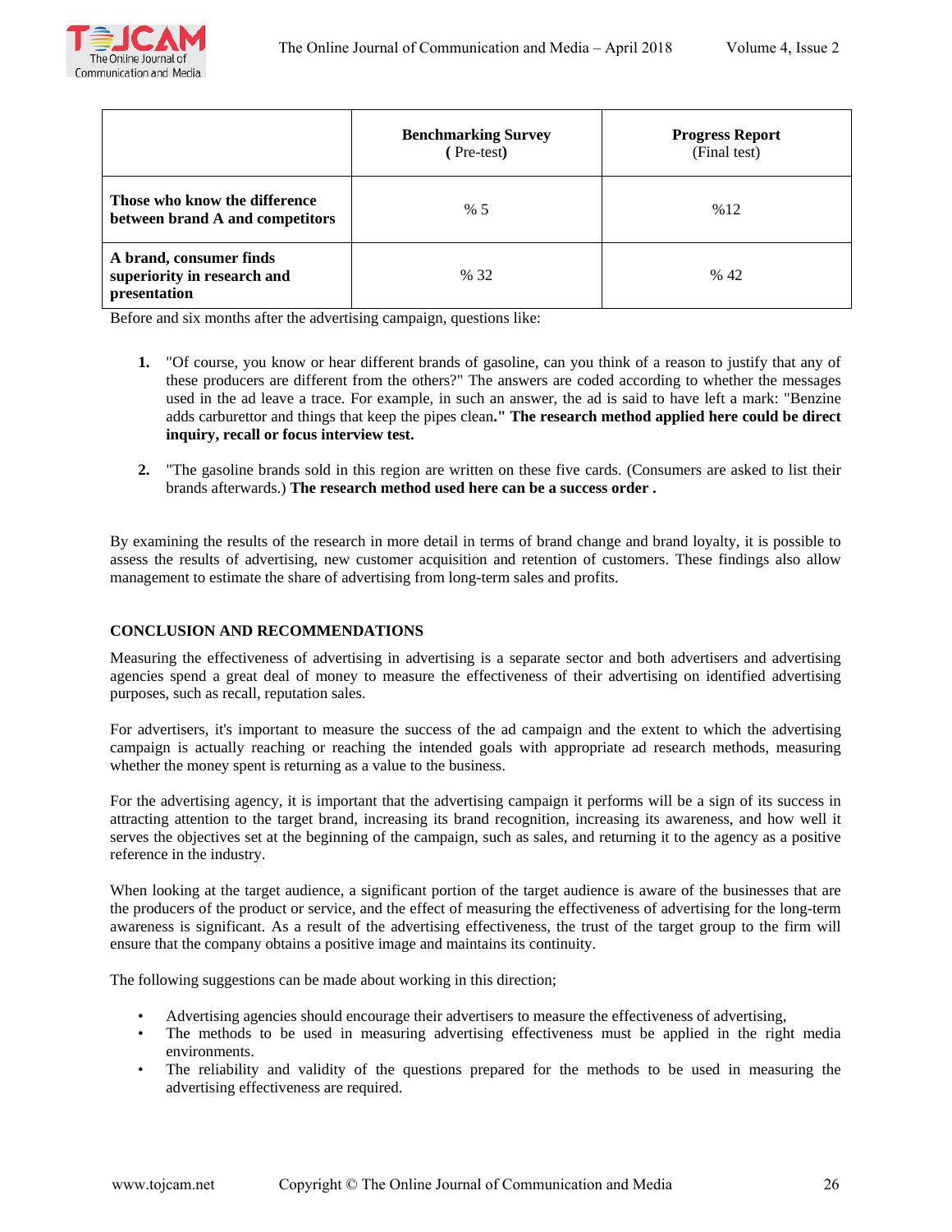| | **Benchmarking Survey** **(** Pre-test**)** | **Progress Report** (Final test) |
|---|---|---|
| **Those who know the difference between brand A and competitors** | % 5 | %12 |
| **A brand, consumer finds superiority in research and presentation** | % 32 | % 42 |

Before and six months after the advertising campaign, questions like:

1. "Of course, you know or hear different brands of gasoline, can you think of a reason to justify that any of these producers are different from the others?" The answers are coded according to whether the messages used in the ad leave a trace. For example, in such an answer, the ad is said to have left a mark: "Benzine adds carburettor and things that keep the pipes clean**." The research method applied here could be direct inquiry, recall or focus interview test.**

2. "The gasoline brands sold in this region are written on these five cards. (Consumers are asked to list their brands afterwards.) **The research method used here can be a success order .**

By examining the results of the research in more detail in terms of brand change and brand loyalty, it is possible to assess the results of advertising, new customer acquisition and retention of customers. These findings also allow management to estimate the share of advertising from long-term sales and profits.

## CONCLUSION AND RECOMMENDATIONS

Measuring the effectiveness of advertising in advertising is a separate sector and both advertisers and advertising agencies spend a great deal of money to measure the effectiveness of their advertising on identified advertising purposes, such as recall, reputation sales.

For advertisers, it's important to measure the success of the ad campaign and the extent to which the advertising campaign is actually reaching or reaching the intended goals with appropriate ad research methods, measuring whether the money spent is returning as a value to the business.

For the advertising agency, it is important that the advertising campaign it performs will be a sign of its success in attracting attention to the target brand, increasing its brand recognition, increasing its awareness, and how well it serves the objectives set at the beginning of the campaign, such as sales, and returning it to the agency as a positive reference in the industry.

When looking at the target audience, a significant portion of the target audience is aware of the businesses that are the producers of the product or service, and the effect of measuring the effectiveness of advertising for the long-term awareness is significant. As a result of the advertising effectiveness, the trust of the target group to the firm will ensure that the company obtains a positive image and maintains its continuity.

The following suggestions can be made about working in this direction;

- Advertising agencies should encourage their advertisers to measure the effectiveness of advertising,
- The methods to be used in measuring advertising effectiveness must be applied in the right media environments.
- The reliability and validity of the questions prepared for the methods to be used in measuring the advertising effectiveness are required.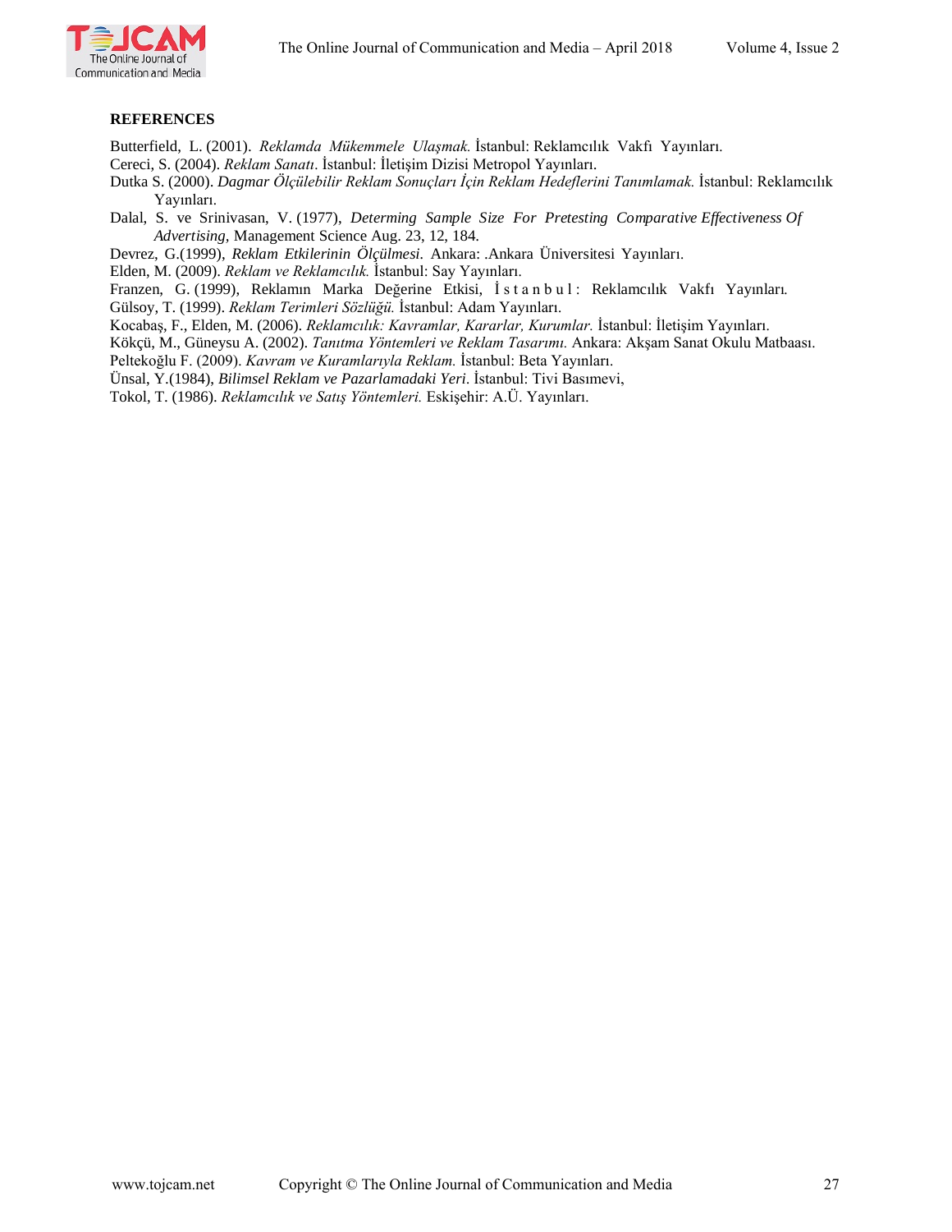**REFERENCES**

Butterfield, L. (2001). *Reklamda Mükemmele Ulaşmak.* İstanbul: Reklamcılık Vakfı Yayınları.

Cereci, S. (2004). *Reklam Sanatı*. İstanbul: İletişim Dizisi Metropol Yayınları.

Dutka S. (2000). *Dagmar Ölçülebilir Reklam Sonuçları İçin Reklam Hedeflerini Tanımlamak.* İstanbul: Reklamcılık Yayınları.

Dalal, S. ve Srinivasan, V. (1977), *Determing Sample Size For Pretesting Comparative Effectiveness Of Advertising*, Management Science Aug. 23, 12, 184.

Devrez, G.(1999), *Reklam Etkilerinin Ölçülmesi*. Ankara: .Ankara Üniversitesi Yayınları.

Elden, M. (2009). *Reklam ve Reklamcılık.* İstanbul: Say Yayınları.

Franzen, G. (1999), Reklamın Marka Değerine Etkisi, İstanbul: Reklamcılık Vakfı Yayınları.

Gülsoy, T. (1999). *Reklam Terimleri Sözlüğü.* İstanbul: Adam Yayınları.

Kocabaş, F., Elden, M. (2006). *Reklamcılık: Kavramlar, Kararlar, Kurumlar.* İstanbul: İletişim Yayınları.

Kökçü, M., Güneysu A. (2002). *Tanıtma Yöntemleri ve Reklam Tasarımı.* Ankara: Akşam Sanat Okulu Matbaası.

Peltekoğlu F. (2009). *Kavram ve Kuramlarıyla Reklam.* İstanbul: Beta Yayınları.

Ünsal, Y.(1984), *Bilimsel Reklam ve Pazarlamadaki Yeri*. İstanbul: Tivi Basımevi,

Tokol, T. (1986). *Reklamcılık ve Satış Yöntemleri.* Eskişehir: A.Ü. Yayınları.